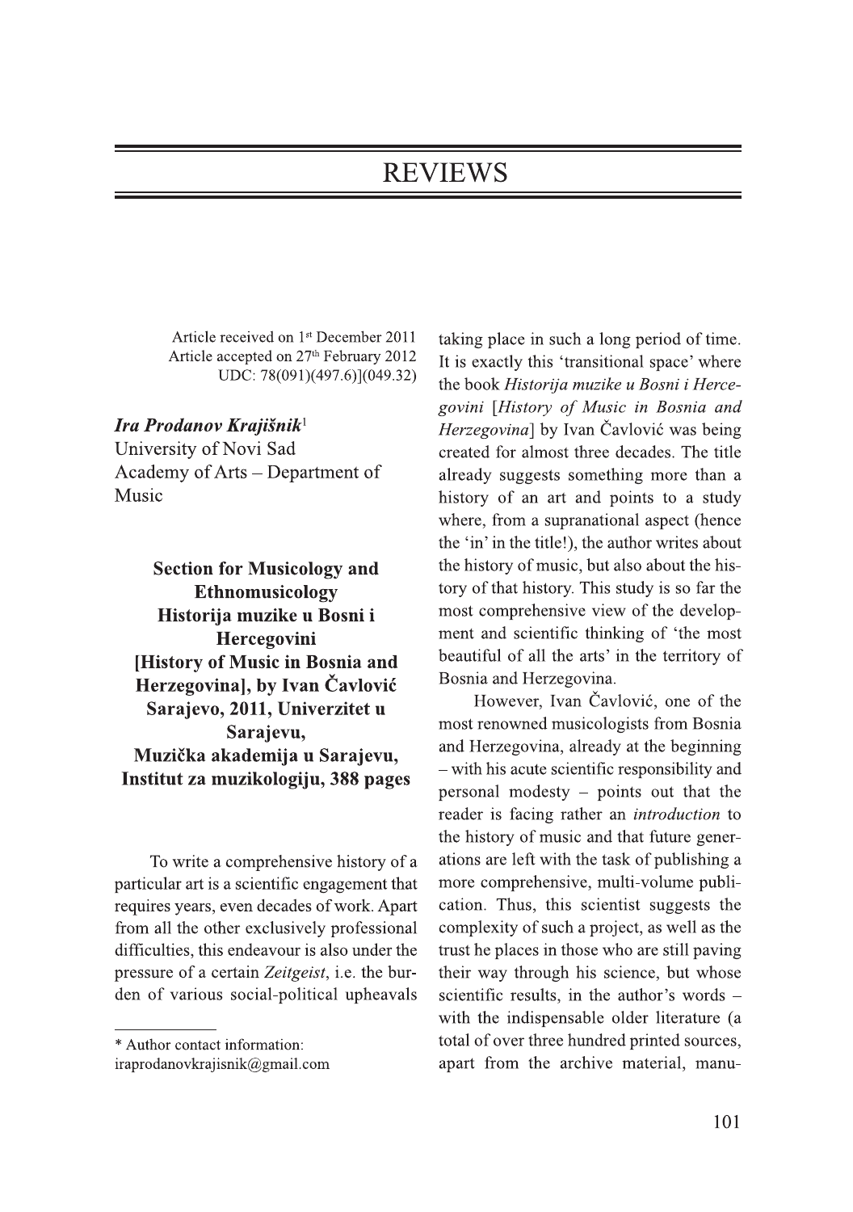# REVIEWS

Article received on 1st December 2011
Article accepted on 27th February 2012
UDC: 78(091)(497.6)](049.32)

***Ira Prodanov Krajišnik***[1]
University of Novi Sad
Academy of Arts – Department of Music

**Section for Musicology and Ethnomusicology**
**Historija muzike u Bosni i Hercegovini**
**[History of Music in Bosnia and Herzegovina], by Ivan Čavlović**
**Sarajevo, 2011, Univerzitet u Sarajevu,**
**Muzička akademija u Sarajevu, Institut za muzikologiju, 388 pages**

To write a comprehensive history of a particular art is a scientific engagement that requires years, even decades of work. Apart from all the other exclusively professional difficulties, this endeavour is also under the pressure of a certain *Zeitgeist*, i.e. the burden of various social-political upheavals taking place in such a long period of time. It is exactly this 'transitional space' where the book *Historija muzike u Bosni i Hercegovini* [*History of Music in Bosnia and Herzegovina*] by Ivan Čavlović was being created for almost three decades. The title already suggests something more than a history of an art and points to a study where, from a supranational aspect (hence the 'in' in the title!), the author writes about the history of music, but also about the history of that history. This study is so far the most comprehensive view of the development and scientific thinking of 'the most beautiful of all the arts' in the territory of Bosnia and Herzegovina.

However, Ivan Čavlović, one of the most renowned musicologists from Bosnia and Herzegovina, already at the beginning – with his acute scientific responsibility and personal modesty – points out that the reader is facing rather an *introduction* to the history of music and that future generations are left with the task of publishing a more comprehensive, multi-volume publication. Thus, this scientist suggests the complexity of such a project, as well as the trust he places in those who are still paving their way through his science, but whose scientific results, in the author's words – with the indispensable older literature (a total of over three hundred printed sources, apart from the archive material, manu-

---

* Author contact information: iraprodanovkrajisnik@gmail.com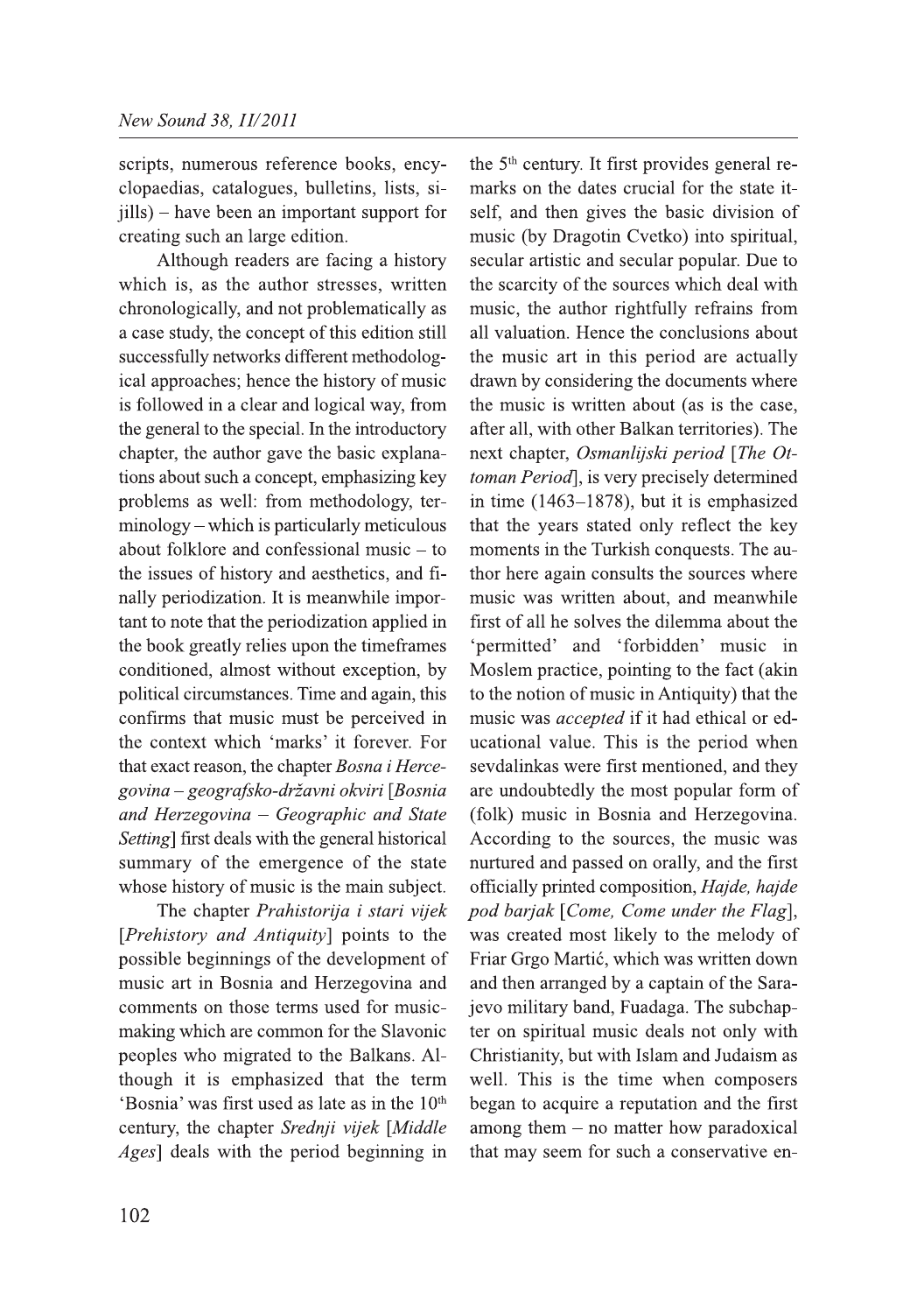scripts, numerous reference books, encyclopaedias, catalogues, bulletins, lists, sijills) – have been an important support for creating such an large edition.

Although readers are facing a history which is, as the author stresses, written chronologically, and not problematically as a case study, the concept of this edition still successfully networks different methodological approaches; hence the history of music is followed in a clear and logical way, from the general to the special. In the introductory chapter, the author gave the basic explanations about such a concept, emphasizing key problems as well: from methodology, terminology – which is particularly meticulous about folklore and confessional music – to the issues of history and aesthetics, and finally periodization. It is meanwhile important to note that the periodization applied in the book greatly relies upon the timeframes conditioned, almost without exception, by political circumstances. Time and again, this confirms that music must be perceived in the context which 'marks' it forever. For that exact reason, the chapter *Bosna i Hercegovina – geografsko-državni okviri* [*Bosnia and Herzegovina – Geographic and State Setting*] first deals with the general historical summary of the emergence of the state whose history of music is the main subject.

The chapter *Prahistorija i stari vijek* [*Prehistory and Antiquity*] points to the possible beginnings of the development of music art in Bosnia and Herzegovina and comments on those terms used for music-making which are common for the Slavonic peoples who migrated to the Balkans. Although it is emphasized that the term 'Bosnia' was first used as late as in the 10th century, the chapter *Srednji vijek* [*Middle Ages*] deals with the period beginning in the 5th century. It first provides general remarks on the dates crucial for the state itself, and then gives the basic division of music (by Dragotin Cvetko) into spiritual, secular artistic and secular popular. Due to the scarcity of the sources which deal with music, the author rightfully refrains from all valuation. Hence the conclusions about the music art in this period are actually drawn by considering the documents where the music is written about (as is the case, after all, with other Balkan territories). The next chapter, *Osmanlijski period* [*The Ottoman Period*], is very precisely determined in time (1463–1878), but it is emphasized that the years stated only reflect the key moments in the Turkish conquests. The author here again consults the sources where music was written about, and meanwhile first of all he solves the dilemma about the 'permitted' and 'forbidden' music in Moslem practice, pointing to the fact (akin to the notion of music in Antiquity) that the music was *accepted* if it had ethical or educational value. This is the period when sevdalinkas were first mentioned, and they are undoubtedly the most popular form of (folk) music in Bosnia and Herzegovina. According to the sources, the music was nurtured and passed on orally, and the first officially printed composition, *Hajde, hajde pod barjak* [*Come, Come under the Flag*], was created most likely to the melody of Friar Grgo Martić, which was written down and then arranged by a captain of the Sarajevo military band, Fuadaga. The subchapter on spiritual music deals not only with Christianity, but with Islam and Judaism as well. This is the time when composers began to acquire a reputation and the first among them – no matter how paradoxical that may seem for such a conservative en-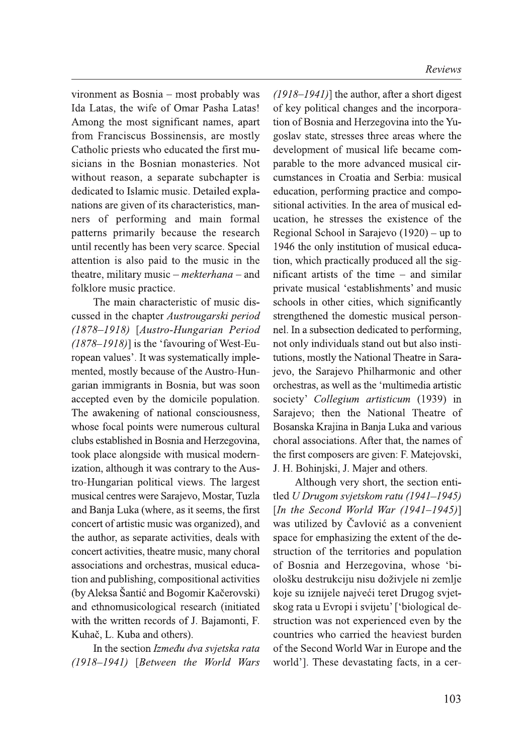vironment as Bosnia – most probably was Ida Latas, the wife of Omar Pasha Latas! Among the most significant names, apart from Franciscus Bossinensis, are mostly Catholic priests who educated the first musicians in the Bosnian monasteries. Not without reason, a separate subchapter is dedicated to Islamic music. Detailed explanations are given of its characteristics, manners of performing and main formal patterns primarily because the research until recently has been very scarce. Special attention is also paid to the music in the theatre, military music – *mekterhana* – and folklore music practice.

The main characteristic of music discussed in the chapter *Austrougarski period (1878–1918)* [*Austro-Hungarian Period (1878–1918)*] is the 'favouring of West-European values'. It was systematically implemented, mostly because of the Austro-Hungarian immigrants in Bosnia, but was soon accepted even by the domicile population. The awakening of national consciousness, whose focal points were numerous cultural clubs established in Bosnia and Herzegovina, took place alongside with musical modernization, although it was contrary to the Austro-Hungarian political views. The largest musical centres were Sarajevo, Mostar, Tuzla and Banja Luka (where, as it seems, the first concert of artistic music was organized), and the author, as separate activities, deals with concert activities, theatre music, many choral associations and orchestras, musical education and publishing, compositional activities (by Aleksa Šantić and Bogomir Kačerovski) and ethnomusicological research (initiated with the written records of J. Bajamonti, F. Kuhač, L. Kuba and others).

In the section *Između dva svjetska rata (1918–1941)* [*Between the World Wars (1918–1941)*] the author, after a short digest of key political changes and the incorporation of Bosnia and Herzegovina into the Yugoslav state, stresses three areas where the development of musical life became comparable to the more advanced musical circumstances in Croatia and Serbia: musical education, performing practice and compositional activities. In the area of musical education, he stresses the existence of the Regional School in Sarajevo (1920) – up to 1946 the only institution of musical education, which practically produced all the significant artists of the time – and similar private musical 'establishments' and music schools in other cities, which significantly strengthened the domestic musical personnel. In a subsection dedicated to performing, not only individuals stand out but also institutions, mostly the National Theatre in Sarajevo, the Sarajevo Philharmonic and other orchestras, as well as the 'multimedia artistic society' *Collegium artisticum* (1939) in Sarajevo; then the National Theatre of Bosanska Krajina in Banja Luka and various choral associations. After that, the names of the first composers are given: F. Matejovski, J. H. Bohinjski, J. Majer and others.

Although very short, the section entitled *U Drugom svjetskom ratu (1941–1945)* [*In the Second World War (1941–1945)*] was utilized by Čavlović as a convenient space for emphasizing the extent of the destruction of the territories and population of Bosnia and Herzegovina, whose 'biološku destrukciju nisu doživjele ni zemlje koje su iznijele najveći teret Drugog svjetskog rata u Evropi i svijetu' ['biological destruction was not experienced even by the countries who carried the heaviest burden of the Second World War in Europe and the world']. These devastating facts, in a cer-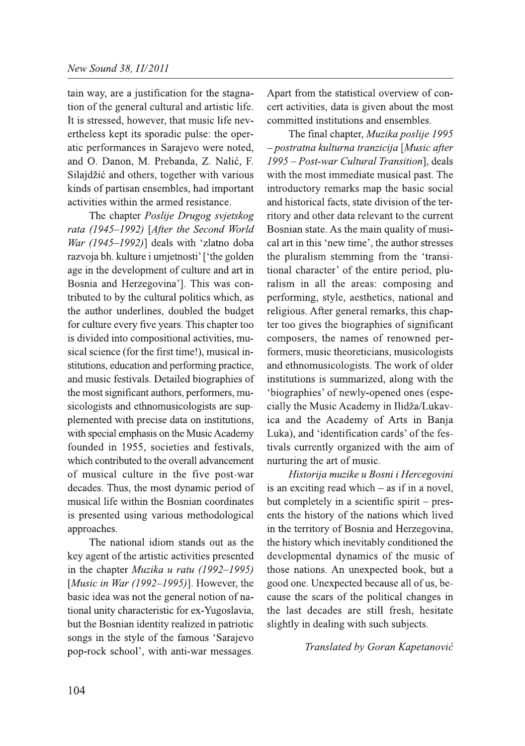tain way, are a justification for the stagnation of the general cultural and artistic life. It is stressed, however, that music life nevertheless kept its sporadic pulse: the operatic performances in Sarajevo were noted, and O. Danon, M. Prebanda, Z. Nalić, F. Silajdžić and others, together with various kinds of partisan ensembles, had important activities within the armed resistance.

The chapter *Poslije Drugog svjetskog rata (1945–1992)* [*After the Second World War (1945–1992)*] deals with 'zlatno doba razvoja bh. kulture i umjetnosti' ['the golden age in the development of culture and art in Bosnia and Herzegovina']. This was contributed to by the cultural politics which, as the author underlines, doubled the budget for culture every five years. This chapter too is divided into compositional activities, musical science (for the first time!), musical institutions, education and performing practice, and music festivals. Detailed biographies of the most significant authors, performers, musicologists and ethnomusicologists are supplemented with precise data on institutions, with special emphasis on the Music Academy founded in 1955, societies and festivals, which contributed to the overall advancement of musical culture in the five post-war decades. Thus, the most dynamic period of musical life within the Bosnian coordinates is presented using various methodological approaches.

The national idiom stands out as the key agent of the artistic activities presented in the chapter *Muzika u ratu (1992–1995)* [*Music in War (1992–1995)*]. However, the basic idea was not the general notion of national unity characteristic for ex-Yugoslavia, but the Bosnian identity realized in patriotic songs in the style of the famous 'Sarajevo pop-rock school', with anti-war messages. Apart from the statistical overview of concert activities, data is given about the most committed institutions and ensembles.

The final chapter, *Muzika poslije 1995 – postratna kulturna tranzicija* [*Music after 1995 – Post-war Cultural Transition*], deals with the most immediate musical past. The introductory remarks map the basic social and historical facts, state division of the territory and other data relevant to the current Bosnian state. As the main quality of musical art in this 'new time', the author stresses the pluralism stemming from the 'transitional character' of the entire period, pluralism in all the areas: composing and performing, style, aesthetics, national and religious. After general remarks, this chapter too gives the biographies of significant composers, the names of renowned performers, music theoreticians, musicologists and ethnomusicologists. The work of older institutions is summarized, along with the 'biographies' of newly-opened ones (especially the Music Academy in Ilidža/Lukavica and the Academy of Arts in Banja Luka), and 'identification cards' of the festivals currently organized with the aim of nurturing the art of music.

*Historija muzike u Bosni i Hercegovini* is an exciting read which – as if in a novel, but completely in a scientific spirit – presents the history of the nations which lived in the territory of Bosnia and Herzegovina, the history which inevitably conditioned the developmental dynamics of the music of those nations. An unexpected book, but a good one. Unexpected because all of us, because the scars of the political changes in the last decades are still fresh, hesitate slightly in dealing with such subjects.

*Translated by Goran Kapetanović*